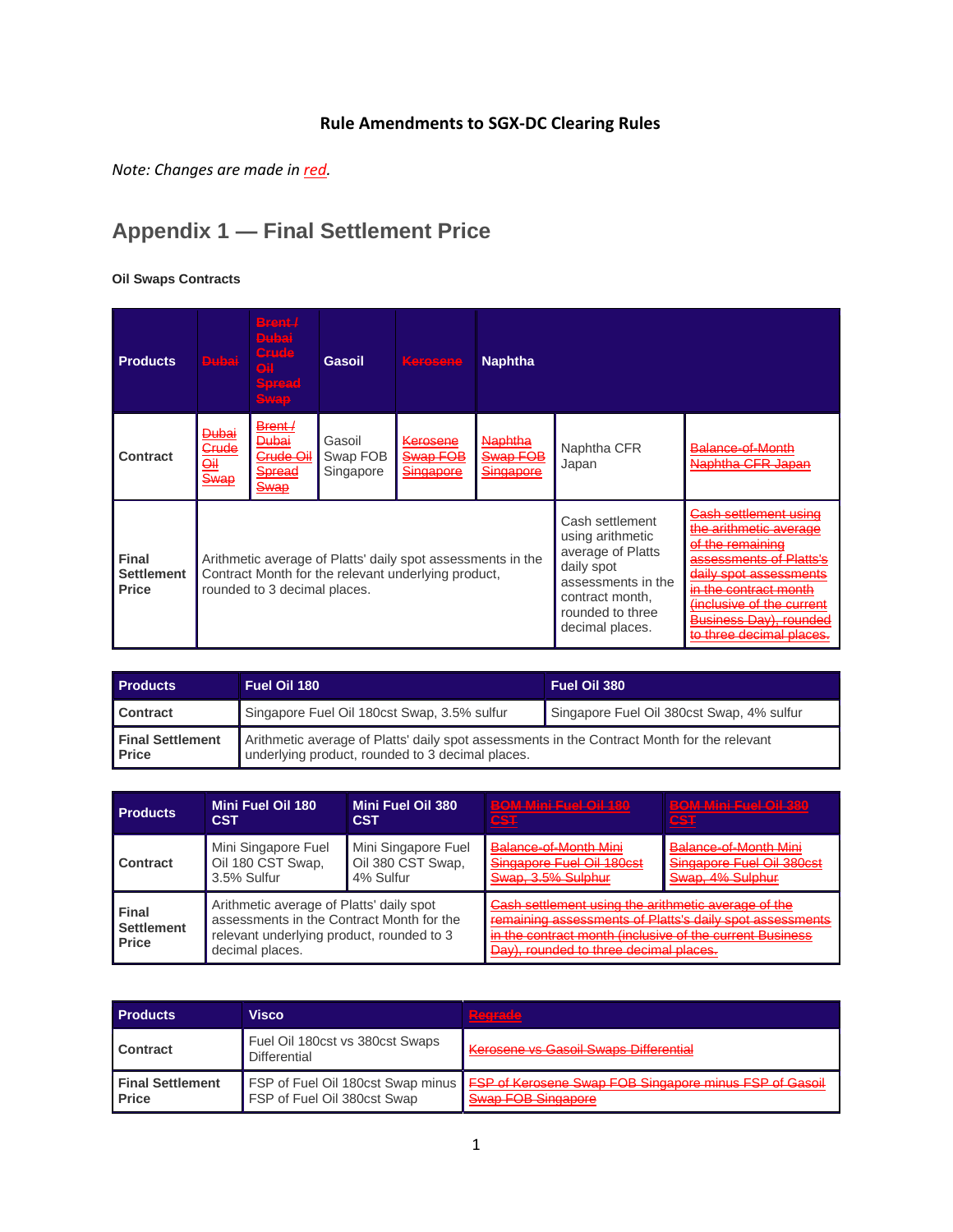## Rule Amendments to SGX-DC Clearing Rules

*Note: Changes are made in red.*

# Appendix 1 — Final Settlement Price

**Oil Swaps Contracts**

| **Products** | ~~**Dubai**~~ | ~~**Brent / Dubai Crude Oil Spread Swap**~~ | **Gasoil** | ~~**Kerosene**~~ | **Naphtha** | | |
|---|---|---|---|---|---|---|---|
| **Contract** | ~~Dubai Crude Oil Swap~~ | ~~Brent / Dubai Crude Oil Spread Swap~~ | Gasoil Swap FOB Singapore | ~~Kerosene Swap FOB Singapore~~ | ~~Naphtha Swap FOB Singapore~~ | Naphtha CFR Japan | ~~Balance-of-Month Naphtha CFR Japan~~ |
| **Final Settlement Price** | Arithmetic average of Platts' daily spot assessments in the Contract Month for the relevant underlying product, rounded to 3 decimal places. | | | | | Cash settlement using arithmetic average of Platts daily spot assessments in the contract month, rounded to three decimal places. | ~~Cash settlement using the arithmetic average of the remaining assessments of Platts's daily spot assessments in the contract month (inclusive of the current Business Day), rounded to three decimal places.~~ |

| **Products** | **Fuel Oil 180** | **Fuel Oil 380** |
|---|---|---|
| **Contract** | Singapore Fuel Oil 180cst Swap, 3.5% sulfur | Singapore Fuel Oil 380cst Swap, 4% sulfur |
| **Final Settlement Price** | Arithmetic average of Platts' daily spot assessments in the Contract Month for the relevant underlying product, rounded to 3 decimal places. | |

| **Products** | **Mini Fuel Oil 180 CST** | **Mini Fuel Oil 380 CST** | ~~**BOM Mini Fuel Oil 180 CST**~~ | ~~**BOM Mini Fuel Oil 380 CST**~~ |
|---|---|---|---|---|
| **Contract** | Mini Singapore Fuel Oil 180 CST Swap, 3.5% Sulfur | Mini Singapore Fuel Oil 380 CST Swap, 4% Sulfur | ~~Balance-of-Month Mini Singapore Fuel Oil 180cst Swap, 3.5% Sulphur~~ | ~~Balance-of-Month Mini Singapore Fuel Oil 380cst Swap, 4% Sulphur~~ |
| **Final Settlement Price** | Arithmetic average of Platts' daily spot assessments in the Contract Month for the relevant underlying product, rounded to 3 decimal places. | | ~~Cash settlement using the arithmetic average of the remaining assessments of Platts's daily spot assessments in the contract month (inclusive of the current Business Day), rounded to three decimal places.~~ | |

| **Products** | **Visco** | ~~**Regrade**~~ |
|---|---|---|
| **Contract** | Fuel Oil 180cst vs 380cst Swaps Differential | ~~Kerosene vs Gasoil Swaps Differential~~ |
| **Final Settlement Price** | FSP of Fuel Oil 180cst Swap minus FSP of Fuel Oil 380cst Swap | ~~FSP of Kerosene Swap FOB Singapore minus FSP of Gasoil Swap FOB Singapore~~ |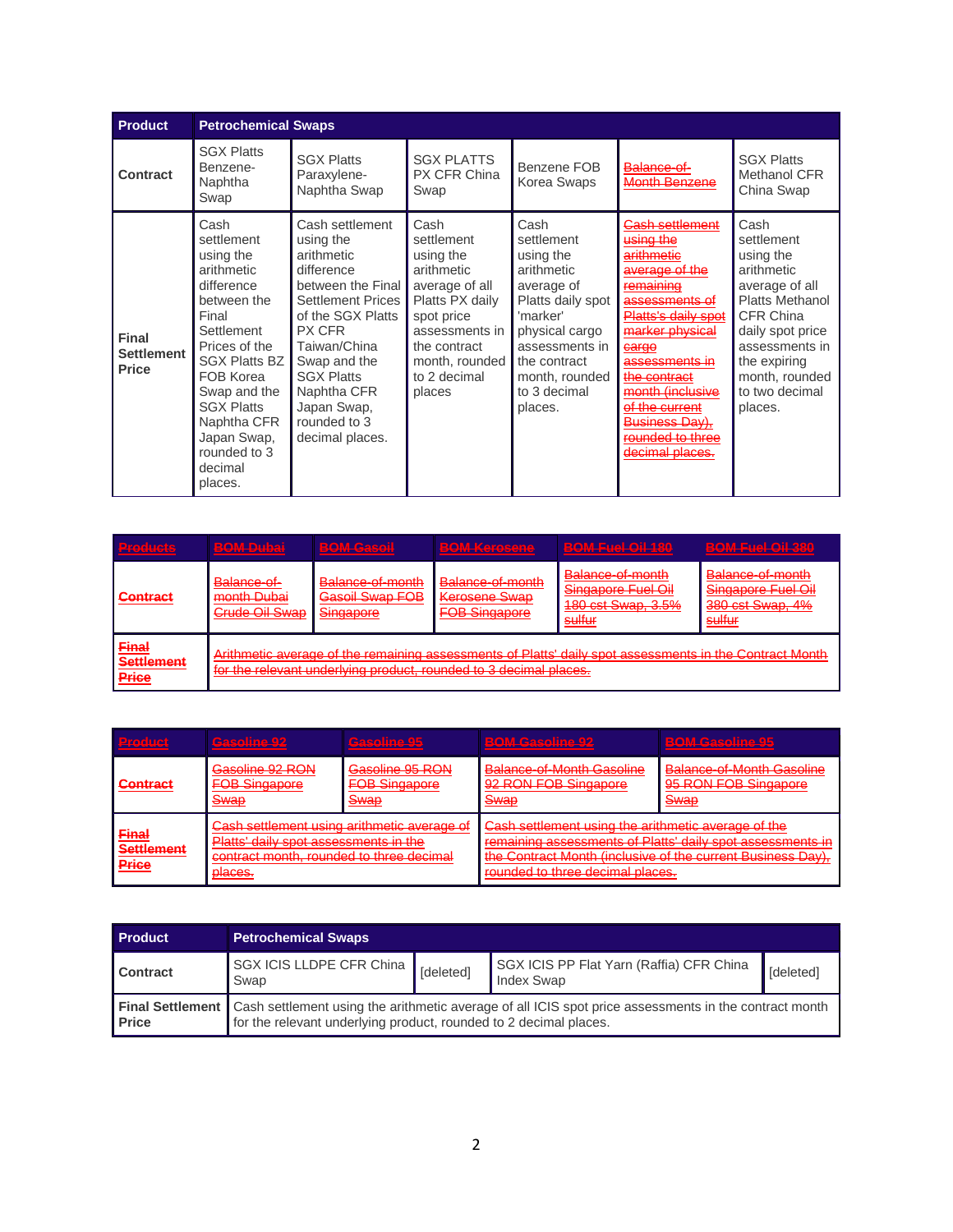| Product | Petrochemical Swaps | | | | | |
|---|---|---|---|---|---|---|
| Contract | SGX Platts Benzene-Naphtha Swap | SGX Platts Paraxylene-Naphtha Swap | SGX PLATTS PX CFR China Swap | Benzene FOB Korea Swaps | ~~Balance-of-Month Benzene~~ | SGX Platts Methanol CFR China Swap |
| Final Settlement Price | Cash settlement using the arithmetic difference between the Final Settlement Prices of the SGX Platts BZ FOB Korea Swap and the SGX Platts Naphtha CFR Japan Swap, rounded to 3 decimal places. | Cash settlement using the arithmetic difference between the Final Settlement Prices of the SGX Platts PX CFR Taiwan/China Swap and the SGX Platts Naphtha CFR Japan Swap, rounded to 3 decimal places. | Cash settlement using the arithmetic average of all Platts PX daily spot price assessments in the contract month, rounded to 2 decimal places | Cash settlement using the arithmetic average of Platts daily spot 'marker' physical cargo assessments in the contract month, rounded to 3 decimal places. | ~~Cash settlement using the arithmetic average of the remaining assessments of Platts's daily spot marker physical cargo assessments in the contract month (inclusive of the current Business Day), rounded to three decimal places.~~ | Cash settlement using the arithmetic average of all Platts Methanol CFR China daily spot price assessments in the expiring month, rounded to two decimal places. |

| ~~Products~~ | ~~BOM Dubai~~ | ~~BOM Gasoil~~ | ~~BOM Kerosene~~ | ~~BOM Fuel Oil 180~~ | ~~BOM Fuel Oil 380~~ |
|---|---|---|---|---|---|
| ~~Contract~~ | ~~Balance-of-month Dubai Crude Oil Swap~~ | ~~Balance-of-month Gasoil Swap FOB Singapore~~ | ~~Balance-of-month Kerosene Swap FOB Singapore~~ | ~~Balance-of-month Singapore Fuel Oil 180 cst Swap, 3.5% sulfur~~ | ~~Balance-of-month Singapore Fuel Oil 380 cst Swap, 4% sulfur~~ |
| ~~Final Settlement Price~~ | ~~Arithmetic average of the remaining assessments of Platts' daily spot assessments in the Contract Month for the relevant underlying product, rounded to 3 decimal places.~~ | | | | |

| ~~Product~~ | ~~Gasoline 92~~ | ~~Gasoline 95~~ | ~~BOM Gasoline 92~~ | ~~BOM Gasoline 95~~ |
|---|---|---|---|---|
| ~~Contract~~ | ~~Gasoline 92 RON FOB Singapore Swap~~ | ~~Gasoline 95 RON FOB Singapore Swap~~ | ~~Balance-of-Month Gasoline 92 RON FOB Singapore Swap~~ | ~~Balance-of-Month Gasoline 95 RON FOB Singapore Swap~~ |
| ~~Final Settlement Price~~ | ~~Cash settlement using arithmetic average of Platts' daily spot assessments in the contract month, rounded to three decimal places.~~ | | ~~Cash settlement using the arithmetic average of the remaining assessments of Platts' daily spot assessments in the Contract Month (inclusive of the current Business Day), rounded to three decimal places.~~ | |

| Product | Petrochemical Swaps | | | |
|---|---|---|---|---|
| Contract | SGX ICIS LLDPE CFR China Swap | [deleted] | SGX ICIS PP Flat Yarn (Raffia) CFR China Index Swap | [deleted] |
| Final Settlement Price | Cash settlement using the arithmetic average of all ICIS spot price assessments in the contract month for the relevant underlying product, rounded to 2 decimal places. | | | |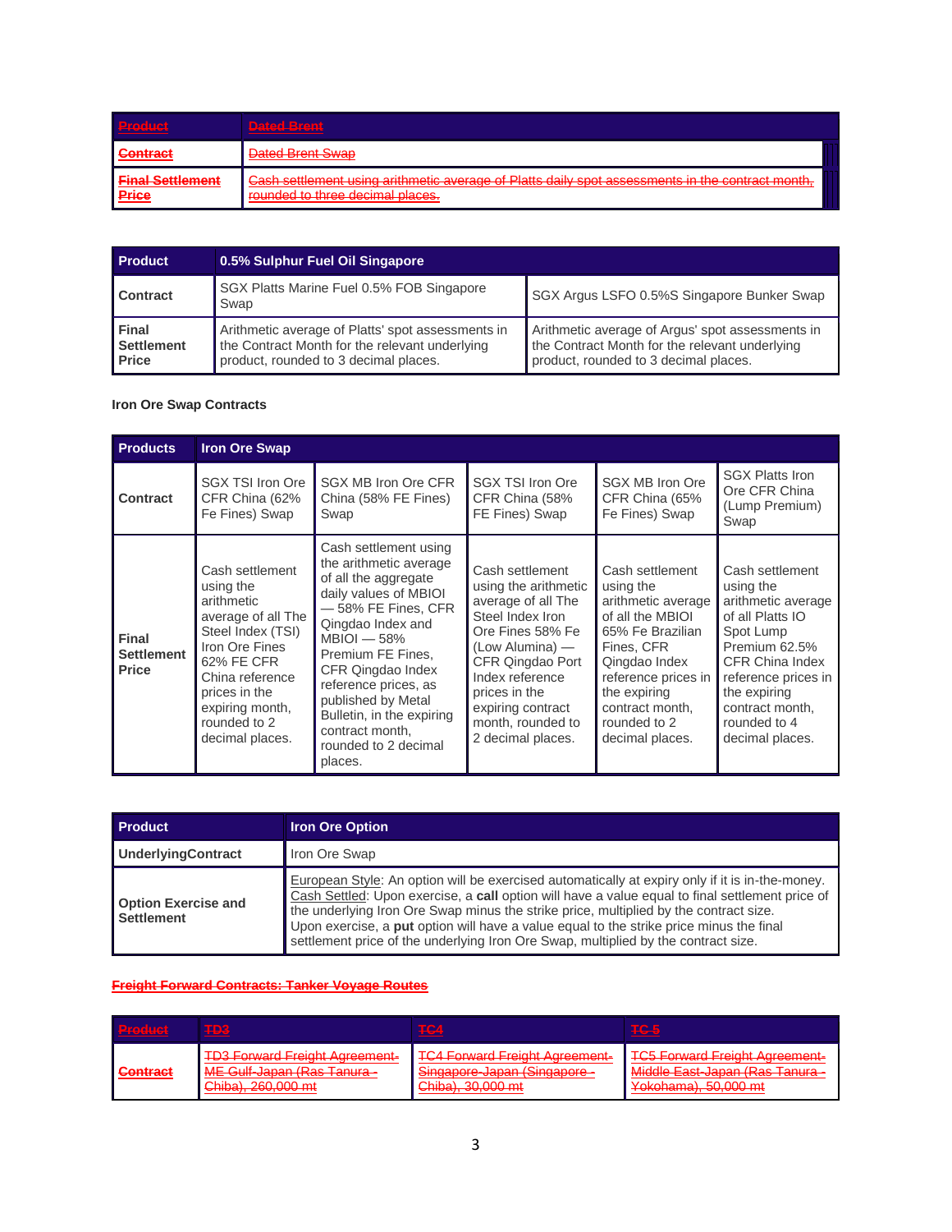| ~~Product~~ | ~~Dated Brent~~ |
|---|---|
| ~~Contract~~ | ~~Dated Brent Swap~~ |
| ~~Final Settlement Price~~ | ~~Cash settlement using arithmetic average of Platts daily spot assessments in the contract month, rounded to three decimal places.~~ |

| **Product** | **0.5% Sulphur Fuel Oil Singapore** | |
|---|---|---|
| **Contract** | SGX Platts Marine Fuel 0.5% FOB Singapore Swap | SGX Argus LSFO 0.5%S Singapore Bunker Swap |
| **Final Settlement Price** | Arithmetic average of Platts' spot assessments in the Contract Month for the relevant underlying product, rounded to 3 decimal places. | Arithmetic average of Argus' spot assessments in the Contract Month for the relevant underlying product, rounded to 3 decimal places. |

**Iron Ore Swap Contracts**

| **Products** | **Iron Ore Swap** | | | | |
|---|---|---|---|---|---|
| **Contract** | SGX TSI Iron Ore CFR China (62% Fe Fines) Swap | SGX MB Iron Ore CFR China (58% FE Fines) Swap | SGX TSI Iron Ore CFR China (58% FE Fines) Swap | SGX MB Iron Ore CFR China (65% Fe Fines) Swap | SGX Platts Iron Ore CFR China (Lump Premium) Swap |
| **Final Settlement Price** | Cash settlement using the arithmetic average of all The Steel Index (TSI) Iron Ore Fines 62% FE CFR China reference prices in the expiring month, rounded to 2 decimal places. | Cash settlement using the arithmetic average of all the aggregate daily values of MBIOI — 58% FE Fines, CFR Qingdao Index and MBIOI — 58% Premium FE Fines, CFR Qingdao Index reference prices, as published by Metal Bulletin, in the expiring contract month, rounded to 2 decimal places. | Cash settlement using the arithmetic average of all The Steel Index Iron Ore Fines 58% Fe (Low Alumina) — CFR Qingdao Port Index reference prices in the expiring contract month, rounded to 2 decimal places. | Cash settlement using the arithmetic average of all the MBIOI 65% Fe Brazilian Fines, CFR Qingdao Index reference prices in the expiring contract month, rounded to 2 decimal places. | Cash settlement using the arithmetic average of all Platts IO Spot Lump Premium 62.5% CFR China Index reference prices in the expiring contract month, rounded to 4 decimal places. |

| **Product** | **Iron Ore Option** |
|---|---|
| **UnderlyingContract** | Iron Ore Swap |
| **Option Exercise and Settlement** | European Style: An option will be exercised automatically at expiry only if it is in-the-money. Cash Settled: Upon exercise, a **call** option will have a value equal to final settlement price of the underlying Iron Ore Swap minus the strike price, multiplied by the contract size. Upon exercise, a **put** option will have a value equal to the strike price minus the final settlement price of the underlying Iron Ore Swap, multiplied by the contract size. |

~~**Freight Forward Contracts: Tanker Voyage Routes**~~

| ~~Product~~ | ~~TD3~~ | ~~TC4~~ | ~~TC 5~~ |
|---|---|---|---|
| ~~Contract~~ | ~~TD3 Forward Freight Agreement-ME Gulf-Japan (Ras Tanura - Chiba), 260,000 mt~~ | ~~TC4 Forward Freight Agreement-Singapore-Japan (Singapore - Chiba), 30,000 mt~~ | ~~TC5 Forward Freight Agreement-Middle East-Japan (Ras Tanura - Yokohama), 50,000 mt~~ |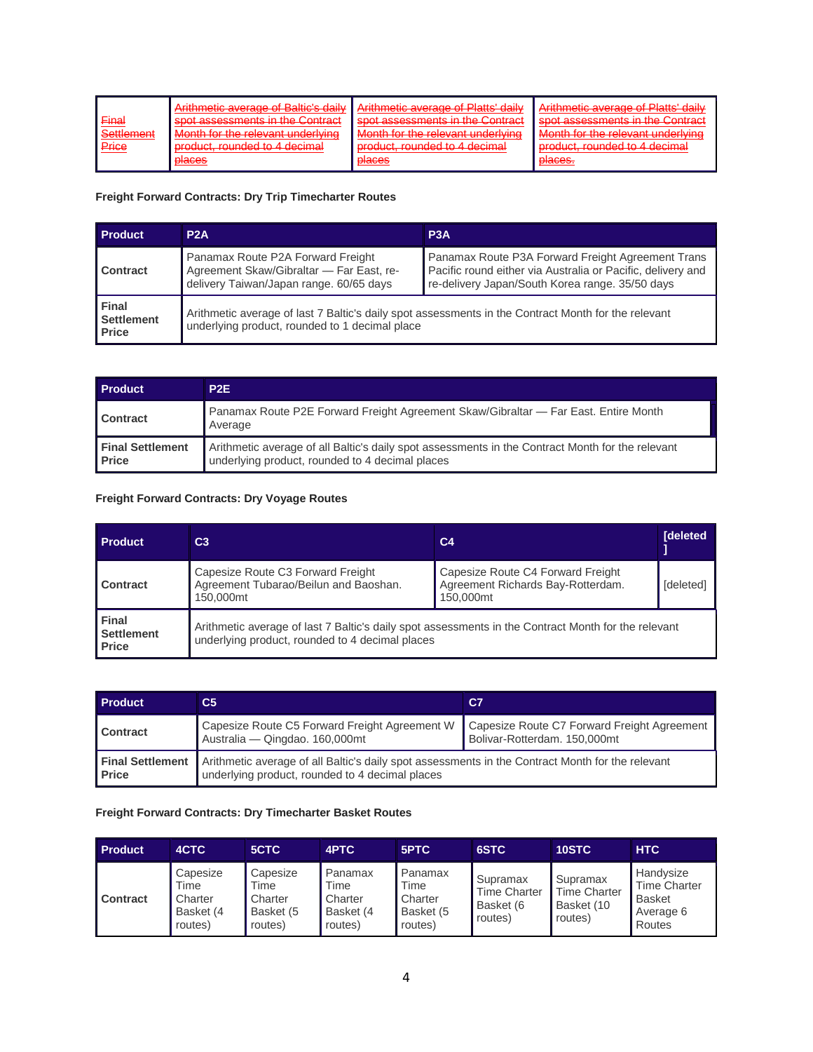| ~~Final Settlement Price~~ | ~~Arithmetic average of Baltic's daily spot assessments in the Contract Month for the relevant underlying product, rounded to 4 decimal places~~ | ~~Arithmetic average of Platts' daily spot assessments in the Contract Month for the relevant underlying product, rounded to 4 decimal places~~ | ~~Arithmetic average of Platts' daily spot assessments in the Contract Month for the relevant underlying product, rounded to 4 decimal places.~~ |
|---|---|---|---|

**Freight Forward Contracts: Dry Trip Timecharter Routes**

| Product | P2A | P3A |
|---|---|---|
| Contract | Panamax Route P2A Forward Freight Agreement Skaw/Gibraltar — Far East, re-delivery Taiwan/Japan range. 60/65 days | Panamax Route P3A Forward Freight Agreement Trans Pacific round either via Australia or Pacific, delivery and re-delivery Japan/South Korea range. 35/50 days |
| Final Settlement Price | Arithmetic average of last 7 Baltic's daily spot assessments in the Contract Month for the relevant underlying product, rounded to 1 decimal place | |

| Product | P2E |
|---|---|
| Contract | Panamax Route P2E Forward Freight Agreement Skaw/Gibraltar — Far East. Entire Month Average |
| Final Settlement Price | Arithmetic average of all Baltic's daily spot assessments in the Contract Month for the relevant underlying product, rounded to 4 decimal places |

**Freight Forward Contracts: Dry Voyage Routes**

| Product | C3 | C4 | [deleted] |
|---|---|---|---|
| Contract | Capesize Route C3 Forward Freight Agreement Tubarao/Beilun and Baoshan. 150,000mt | Capesize Route C4 Forward Freight Agreement Richards Bay-Rotterdam. 150,000mt | [deleted] |
| Final Settlement Price | Arithmetic average of last 7 Baltic's daily spot assessments in the Contract Month for the relevant underlying product, rounded to 4 decimal places | | |

| Product | C5 | C7 |
|---|---|---|
| Contract | Capesize Route C5 Forward Freight Agreement W Australia — Qingdao. 160,000mt | Capesize Route C7 Forward Freight Agreement Bolivar-Rotterdam. 150,000mt |
| Final Settlement Price | Arithmetic average of all Baltic's daily spot assessments in the Contract Month for the relevant underlying product, rounded to 4 decimal places | |

**Freight Forward Contracts: Dry Timecharter Basket Routes**

| Product | 4CTC | 5CTC | 4PTC | 5PTC | 6STC | 10STC | HTC |
|---|---|---|---|---|---|---|---|
| Contract | Capesize Time Charter Basket (4 routes) | Capesize Time Charter Basket (5 routes) | Panamax Time Charter Basket (4 routes) | Panamax Time Charter Basket (5 routes) | Supramax Time Charter Basket (6 routes) | Supramax Time Charter Basket (10 routes) | Handysize Time Charter Basket Average 6 Routes |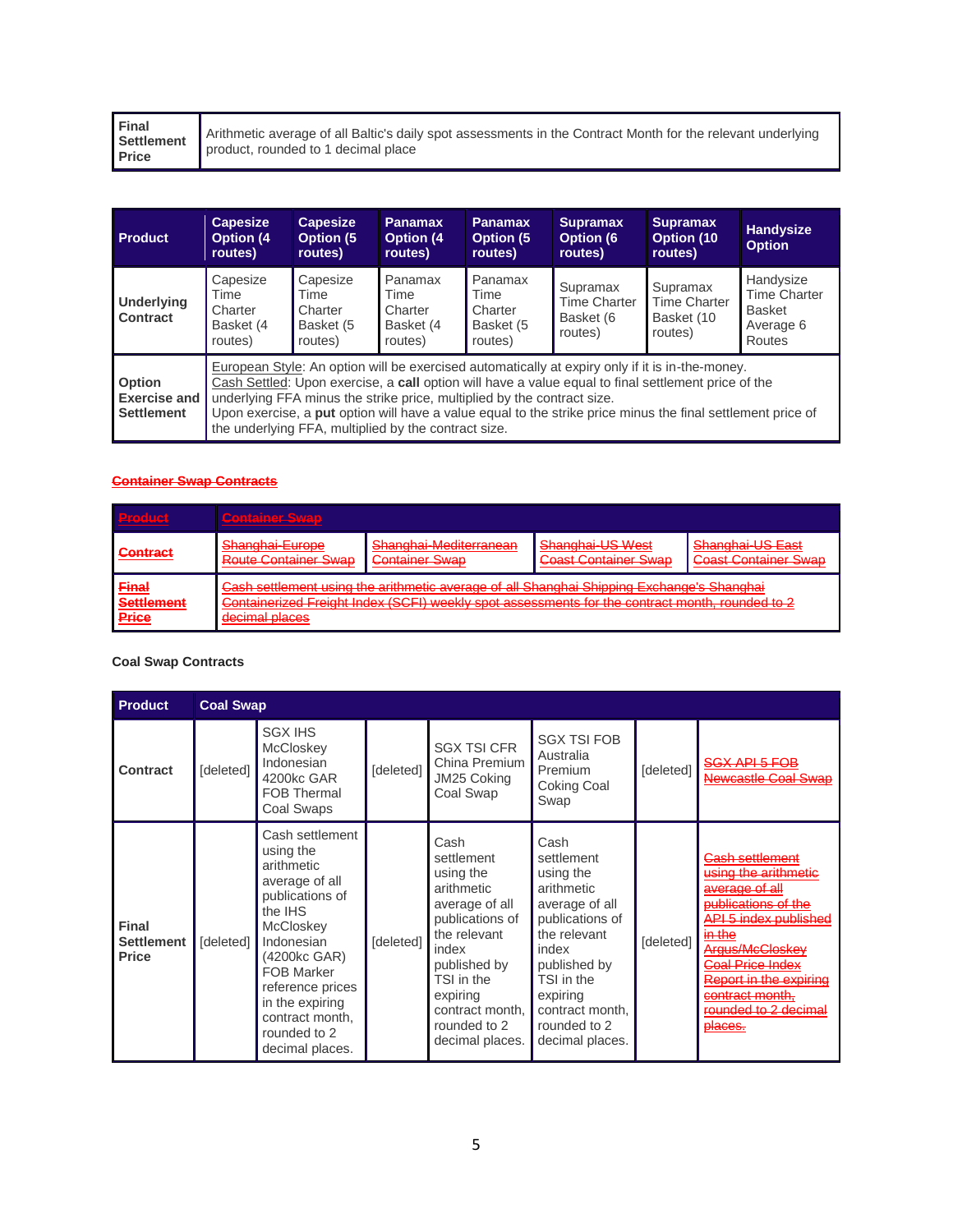| Final Settlement Price | Arithmetic average of all Baltic's daily spot assessments in the Contract Month for the relevant underlying product, rounded to 1 decimal place |
|---|---|

| Product | Capesize Option (4 routes) | Capesize Option (5 routes) | Panamax Option (4 routes) | Panamax Option (5 routes) | Supramax Option (6 routes) | Supramax Option (10 routes) | Handysize Option |
|---|---|---|---|---|---|---|---|
| Underlying Contract | Capesize Time Charter Basket (4 routes) | Capesize Time Charter Basket (5 routes) | Panamax Time Charter Basket (4 routes) | Panamax Time Charter Basket (5 routes) | Supramax Time Charter Basket (6 routes) | Supramax Time Charter Basket (10 routes) | Handysize Time Charter Basket Average 6 Routes |
| Option Exercise and Settlement | European Style: An option will be exercised automatically at expiry only if it is in-the-money. Cash Settled: Upon exercise, a **call** option will have a value equal to final settlement price of the underlying FFA minus the strike price, multiplied by the contract size. Upon exercise, a **put** option will have a value equal to the strike price minus the final settlement price of the underlying FFA, multiplied by the contract size. | | | | | | |

~~**Container Swap Contracts**~~

| ~~Product~~ | ~~Container Swap~~ | | | |
|---|---|---|---|---|
| ~~Contract~~ | ~~Shanghai-Europe Route Container Swap~~ | ~~Shanghai-Mediterranean Container Swap~~ | ~~Shanghai-US West Coast Container Swap~~ | ~~Shanghai-US East Coast Container Swap~~ |
| ~~Final Settlement Price~~ | ~~Cash settlement using the arithmetic average of all Shanghai Shipping Exchange's Shanghai Containerized Freight Index (SCFI) weekly spot assessments for the contract month, rounded to 2 decimal places~~ | | | |

**Coal Swap Contracts**

| Product | Coal Swap | | | | | | |
|---|---|---|---|---|---|---|---|
| Contract | [deleted] | SGX IHS McCloskey Indonesian 4200kc GAR FOB Thermal Coal Swaps | [deleted] | SGX TSI CFR China Premium JM25 Coking Coal Swap | SGX TSI FOB Australia Premium Coking Coal Swap | [deleted] | ~~SGX API 5 FOB Newcastle Coal Swap~~ |
| Final Settlement Price | [deleted] | Cash settlement using the arithmetic average of all publications of the IHS McCloskey Indonesian (4200kc GAR) FOB Marker reference prices in the expiring contract month, rounded to 2 decimal places. | [deleted] | Cash settlement using the arithmetic average of all publications of the relevant index published by TSI in the expiring contract month, rounded to 2 decimal places. | Cash settlement using the arithmetic average of all publications of the relevant index published by TSI in the expiring contract month, rounded to 2 decimal places. | [deleted] | ~~Cash settlement using the arithmetic average of all publications of the API 5 index published in the Argus/McCloskey Coal Price Index Report in the expiring contract month, rounded to 2 decimal places.~~ |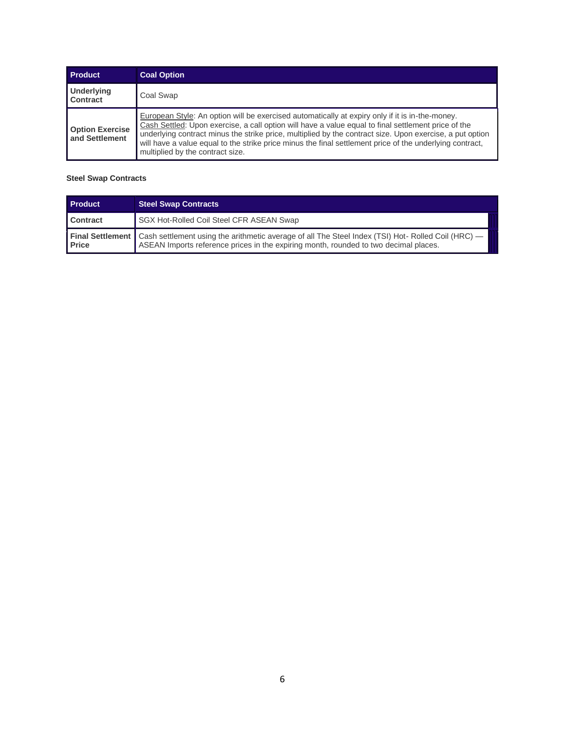| Product | Coal Option |
| --- | --- |
| Underlying Contract | Coal Swap |
| Option Exercise and Settlement | European Style: An option will be exercised automatically at expiry only if it is in-the-money. Cash Settled: Upon exercise, a call option will have a value equal to final settlement price of the underlying contract minus the strike price, multiplied by the contract size. Upon exercise, a put option will have a value equal to the strike price minus the final settlement price of the underlying contract, multiplied by the contract size. |

**Steel Swap Contracts**

| Product | Steel Swap Contracts |
| --- | --- |
| Contract | SGX Hot-Rolled Coil Steel CFR ASEAN Swap |
| Final Settlement Price | Cash settlement using the arithmetic average of all The Steel Index (TSI) Hot- Rolled Coil (HRC) — ASEAN Imports reference prices in the expiring month, rounded to two decimal places. |